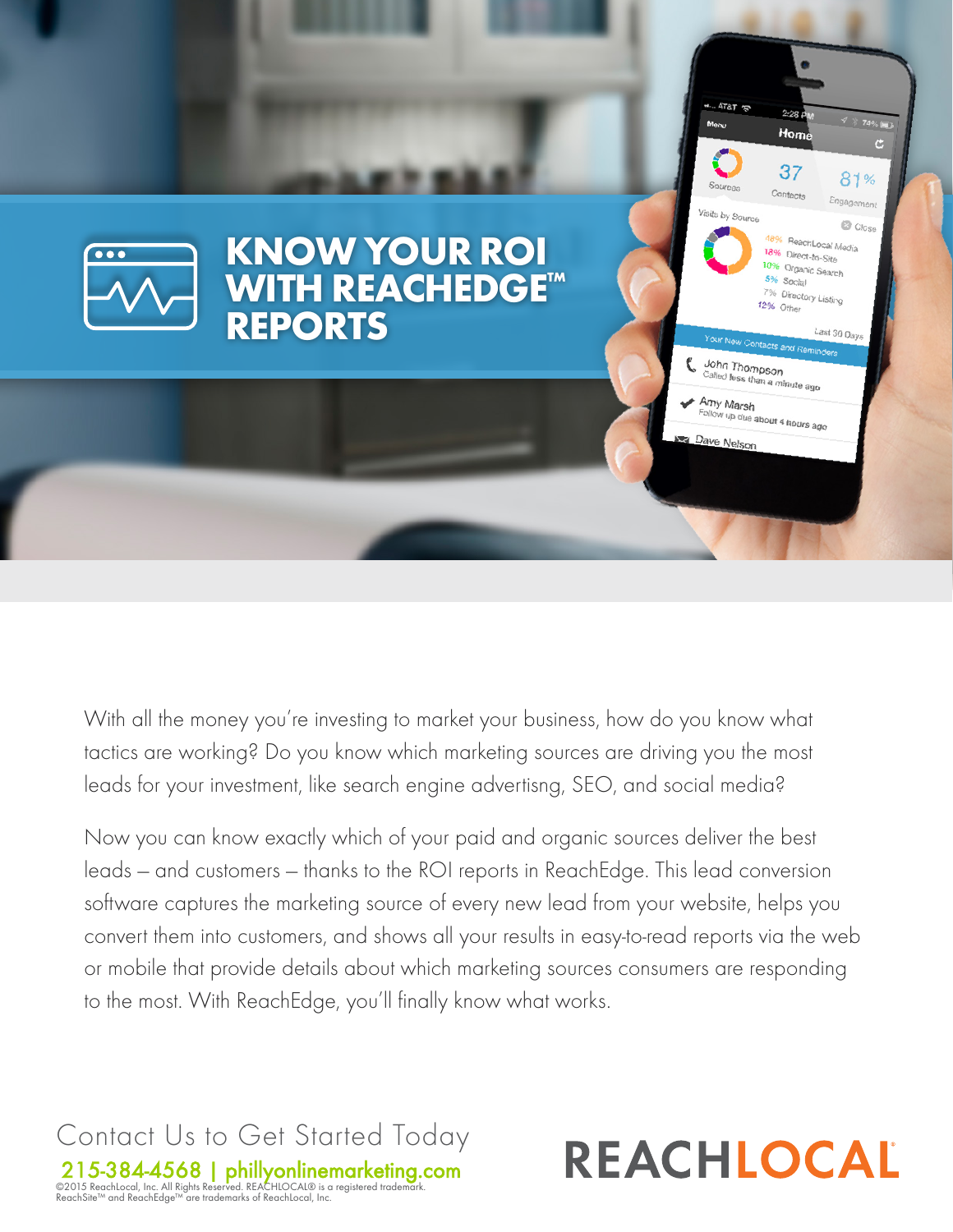# KNOW YOUR ROI WITH REACHEDGE™ REPORTS

With all the money you're investing to market your business, how do you know what tactics are working? Do you know which marketing sources are driving you the most leads for your investment, like search engine advertisng, SEO, and social media?

Now you can know exactly which of your paid and organic sources deliver the best leads – and customers – thanks to the ROI reports in ReachEdge. This lead conversion software captures the marketing source of every new lead from your website, helps you convert them into customers, and shows all your results in easy-to-read reports via the web or mobile that provide details about which marketing sources consumers are responding to the most. With ReachEdge, you'll finally know what works.

Contact Us to Get Started Today

215-384-4568 | phillyonlinemarketing.com

©2015 ReachLocal, Inc. All Rights Reserved. REACHLOCAL® is a registered trademark. ReachSite™ and ReachEdge™ are trademarks of ReachLocal, Inc.

REACHLOCAL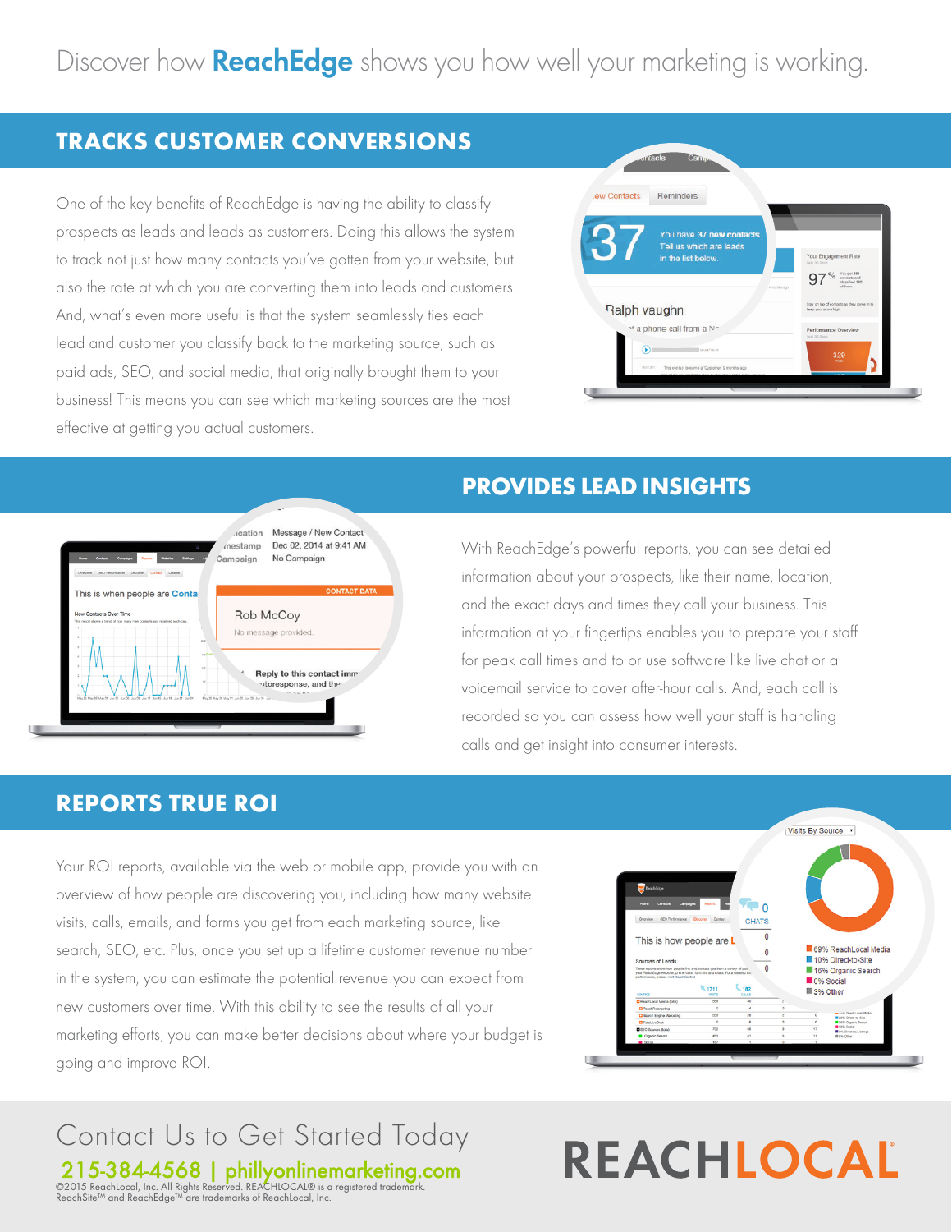# Discover how **ReachEdge** shows you how well your marketing is working.

## TRACKS CUSTOMER CONVERSIONS

One of the key benefits of ReachEdge is having the ability to classify prospects as leads and leads as customers. Doing this allows the system to track not just how many contacts you've gotten from your website, but also the rate at which you are converting them into leads and customers. And, what's even more useful is that the system seamlessly ties each lead and customer you classify back to the marketing source, such as paid ads, SEO, and social media, that originally brought them to your business! This means you can see which marketing sources are the most effective at getting you actual customers.

## PROVIDES LEAD INSIGHTS

With ReachEdge's powerful reports, you can see detailed information about your prospects, like their name, location, and the exact days and times they call your business. This information at your fingertips enables you to prepare your staff for peak call times and to or use software like live chat or a voicemail service to cover after-hour calls. And, each call is recorded so you can assess how well your staff is handling calls and get insight into consumer interests.

## REPORTS TRUE ROI

Your ROI reports, available via the web or mobile app, provide you with an overview of how people are discovering you, including how many website visits, calls, emails, and forms you get from each marketing source, like search, SEO, etc. Plus, once you set up a lifetime customer revenue number in the system, you can estimate the potential revenue you can expect from new customers over time. With this ability to see the results of all your marketing efforts, you can make better decisions about where your budget is going and improve ROI.

Contact Us to Get Started Today

**215-384-4568 | phillyonlinemarketing.com**

©2015 ReachLocal, Inc. All Rights Reserved. REACHLOCAL® is a registered trademark. ReachSite™ and ReachEdge™ are trademarks of ReachLocal, Inc.

REACHLOCAL